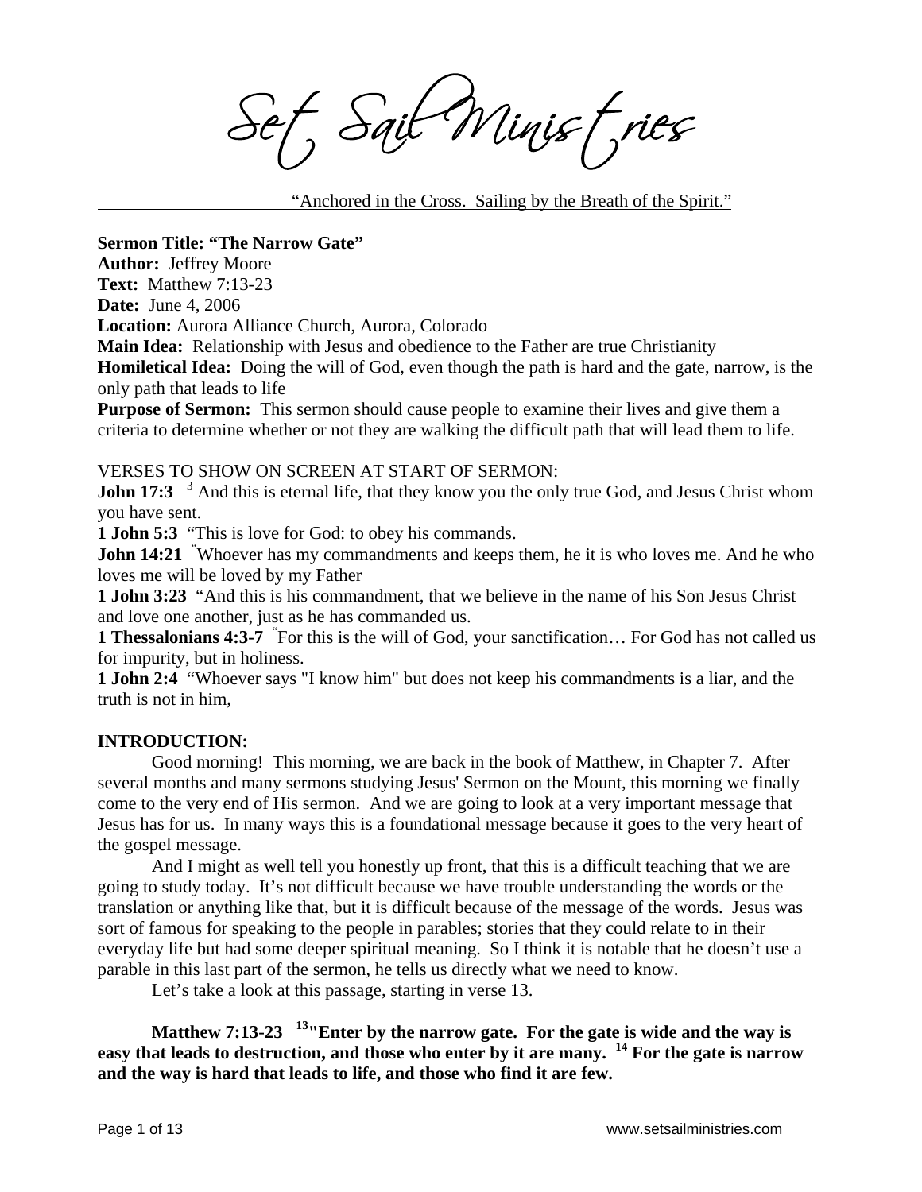# Set Sail Ministries

"Anchored in the Cross. Sailing by the Breath of the Spirit."

**Sermon Title: "The Narrow Gate"**
**Author:** Jeffrey Moore
**Text:** Matthew 7:13-23
**Date:** June 4, 2006
**Location:** Aurora Alliance Church, Aurora, Colorado
**Main Idea:** Relationship with Jesus and obedience to the Father are true Christianity
**Homiletical Idea:** Doing the will of God, even though the path is hard and the gate, narrow, is the only path that leads to life
**Purpose of Sermon:** This sermon should cause people to examine their lives and give them a criteria to determine whether or not they are walking the difficult path that will lead them to life.

VERSES TO SHOW ON SCREEN AT START OF SERMON:
**John 17:3** [3] And this is eternal life, that they know you the only true God, and Jesus Christ whom you have sent.
**1 John 5:3** "This is love for God: to obey his commands.
**John 14:21** "Whoever has my commandments and keeps them, he it is who loves me. And he who loves me will be loved by my Father
**1 John 3:23** "And this is his commandment, that we believe in the name of his Son Jesus Christ and love one another, just as he has commanded us.
**1 Thessalonians 4:3-7** "For this is the will of God, your sanctification… For God has not called us for impurity, but in holiness.
**1 John 2:4** "Whoever says "I know him" but does not keep his commandments is a liar, and the truth is not in him,

**INTRODUCTION:**

Good morning! This morning, we are back in the book of Matthew, in Chapter 7. After several months and many sermons studying Jesus' Sermon on the Mount, this morning we finally come to the very end of His sermon. And we are going to look at a very important message that Jesus has for us. In many ways this is a foundational message because it goes to the very heart of the gospel message.

And I might as well tell you honestly up front, that this is a difficult teaching that we are going to study today. It's not difficult because we have trouble understanding the words or the translation or anything like that, but it is difficult because of the message of the words. Jesus was sort of famous for speaking to the people in parables; stories that they could relate to in their everyday life but had some deeper spiritual meaning. So I think it is notable that he doesn't use a parable in this last part of the sermon, he tells us directly what we need to know.

Let's take a look at this passage, starting in verse 13.

**Matthew 7:13-23 [13] "Enter by the narrow gate. For the gate is wide and the way is easy that leads to destruction, and those who enter by it are many. [14] For the gate is narrow and the way is hard that leads to life, and those who find it are few.**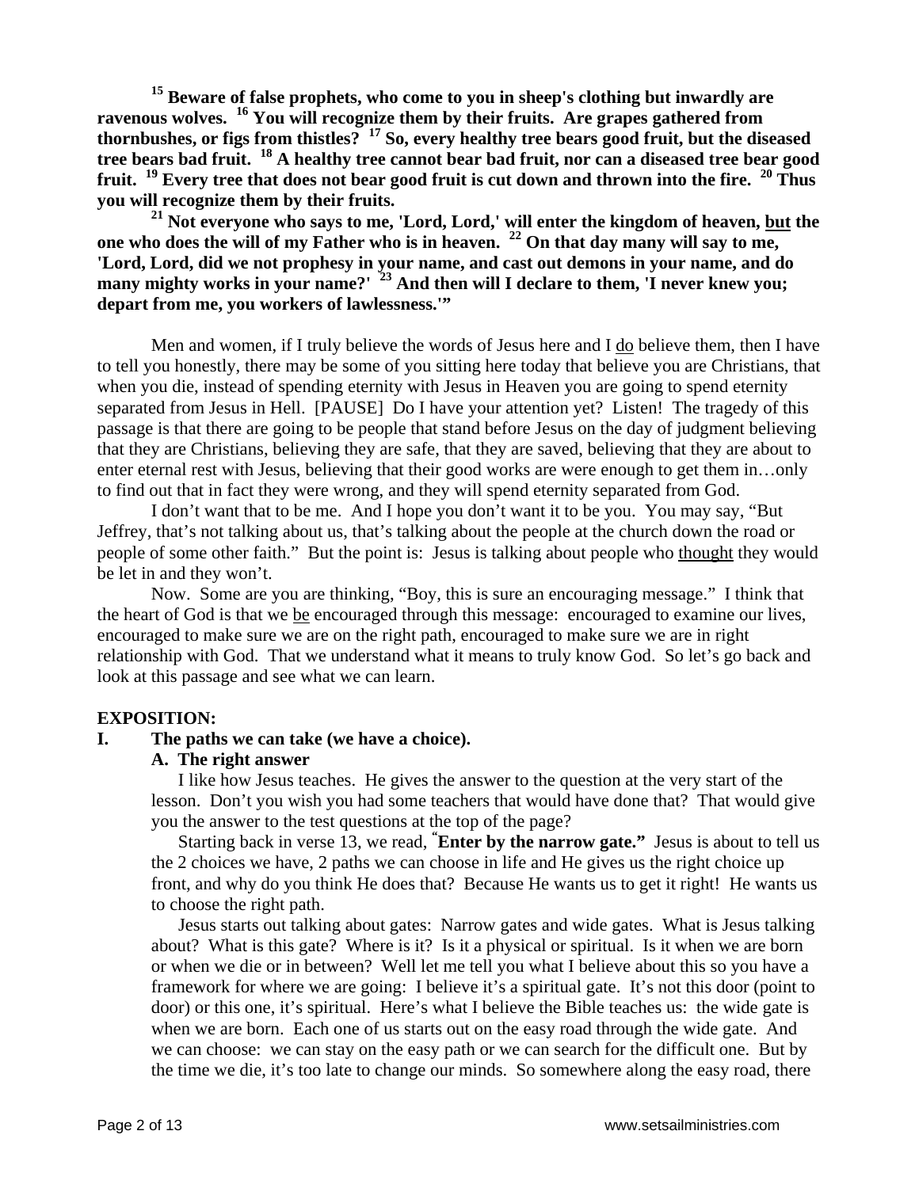**[15] Beware of false prophets, who come to you in sheep's clothing but inwardly are ravenous wolves. [16] You will recognize them by their fruits. Are grapes gathered from thornbushes, or figs from thistles? [17] So, every healthy tree bears good fruit, but the diseased tree bears bad fruit. [18] A healthy tree cannot bear bad fruit, nor can a diseased tree bear good fruit. [19] Every tree that does not bear good fruit is cut down and thrown into the fire. [20] Thus you will recognize them by their fruits.**

**[21] Not everyone who says to me, 'Lord, Lord,' will enter the kingdom of heaven, <u>but</u> the one who does the will of my Father who is in heaven. [22] On that day many will say to me, 'Lord, Lord, did we not prophesy in your name, and cast out demons in your name, and do many mighty works in your name?' [23] And then will I declare to them, 'I never knew you; depart from me, you workers of lawlessness.'"**

Men and women, if I truly believe the words of Jesus here and I <u>do</u> believe them, then I have to tell you honestly, there may be some of you sitting here today that believe you are Christians, that when you die, instead of spending eternity with Jesus in Heaven you are going to spend eternity separated from Jesus in Hell. [PAUSE] Do I have your attention yet? Listen! The tragedy of this passage is that there are going to be people that stand before Jesus on the day of judgment believing that they are Christians, believing they are safe, that they are saved, believing that they are about to enter eternal rest with Jesus, believing that their good works are were enough to get them in…only to find out that in fact they were wrong, and they will spend eternity separated from God.

I don't want that to be me. And I hope you don't want it to be you. You may say, "But Jeffrey, that's not talking about us, that's talking about the people at the church down the road or people of some other faith." But the point is: Jesus is talking about people who <u>thought</u> they would be let in and they won't.

Now. Some are you are thinking, "Boy, this is sure an encouraging message." I think that the heart of God is that we <u>be</u> encouraged through this message: encouraged to examine our lives, encouraged to make sure we are on the right path, encouraged to make sure we are in right relationship with God. That we understand what it means to truly know God. So let's go back and look at this passage and see what we can learn.

**EXPOSITION:**

**I. The paths we can take (we have a choice).**

**A. The right answer**

I like how Jesus teaches. He gives the answer to the question at the very start of the lesson. Don't you wish you had some teachers that would have done that? That would give you the answer to the test questions at the top of the page?

Starting back in verse 13, we read, "**Enter by the narrow gate."** Jesus is about to tell us the 2 choices we have, 2 paths we can choose in life and He gives us the right choice up front, and why do you think He does that? Because He wants us to get it right! He wants us to choose the right path.

Jesus starts out talking about gates: Narrow gates and wide gates. What is Jesus talking about? What is this gate? Where is it? Is it a physical or spiritual. Is it when we are born or when we die or in between? Well let me tell you what I believe about this so you have a framework for where we are going: I believe it's a spiritual gate. It's not this door (point to door) or this one, it's spiritual. Here's what I believe the Bible teaches us: the wide gate is when we are born. Each one of us starts out on the easy road through the wide gate. And we can choose: we can stay on the easy path or we can search for the difficult one. But by the time we die, it's too late to change our minds. So somewhere along the easy road, there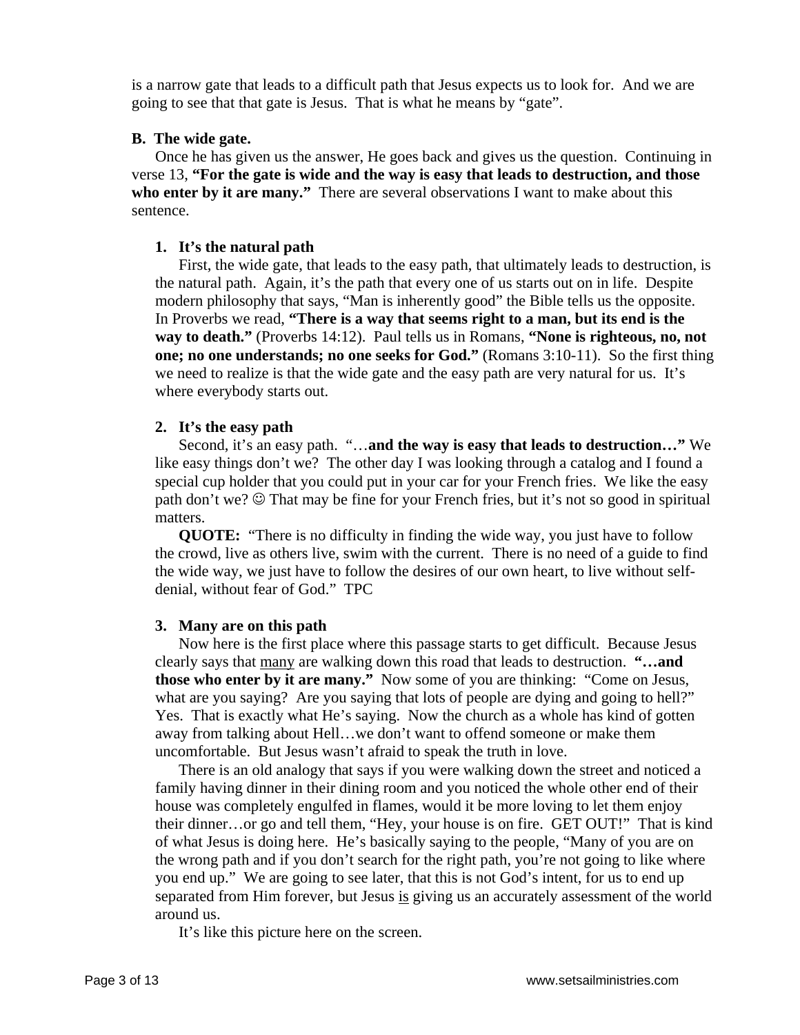is a narrow gate that leads to a difficult path that Jesus expects us to look for. And we are going to see that that gate is Jesus. That is what he means by "gate".

**B. The wide gate.**

Once he has given us the answer, He goes back and gives us the question. Continuing in verse 13, **"For the gate is wide and the way is easy that leads to destruction, and those who enter by it are many."** There are several observations I want to make about this sentence.

**1. It's the natural path**

First, the wide gate, that leads to the easy path, that ultimately leads to destruction, is the natural path. Again, it's the path that every one of us starts out on in life. Despite modern philosophy that says, "Man is inherently good" the Bible tells us the opposite. In Proverbs we read, **"There is a way that seems right to a man, but its end is the way to death."** (Proverbs 14:12). Paul tells us in Romans, **"None is righteous, no, not one; no one understands; no one seeks for God."** (Romans 3:10-11). So the first thing we need to realize is that the wide gate and the easy path are very natural for us. It's where everybody starts out.

**2. It's the easy path**

Second, it's an easy path. "…**and the way is easy that leads to destruction…"** We like easy things don't we? The other day I was looking through a catalog and I found a special cup holder that you could put in your car for your French fries. We like the easy path don't we? ☺ That may be fine for your French fries, but it's not so good in spiritual matters.

**QUOTE:** "There is no difficulty in finding the wide way, you just have to follow the crowd, live as others live, swim with the current. There is no need of a guide to find the wide way, we just have to follow the desires of our own heart, to live without self-denial, without fear of God." TPC

**3. Many are on this path**

Now here is the first place where this passage starts to get difficult. Because Jesus clearly says that <u>many</u> are walking down this road that leads to destruction. **"…and those who enter by it are many."** Now some of you are thinking: "Come on Jesus, what are you saying? Are you saying that lots of people are dying and going to hell?" Yes. That is exactly what He's saying. Now the church as a whole has kind of gotten away from talking about Hell…we don't want to offend someone or make them uncomfortable. But Jesus wasn't afraid to speak the truth in love.

There is an old analogy that says if you were walking down the street and noticed a family having dinner in their dining room and you noticed the whole other end of their house was completely engulfed in flames, would it be more loving to let them enjoy their dinner…or go and tell them, "Hey, your house is on fire. GET OUT!" That is kind of what Jesus is doing here. He's basically saying to the people, "Many of you are on the wrong path and if you don't search for the right path, you're not going to like where you end up." We are going to see later, that this is not God's intent, for us to end up separated from Him forever, but Jesus <u>is</u> giving us an accurately assessment of the world around us.

It's like this picture here on the screen.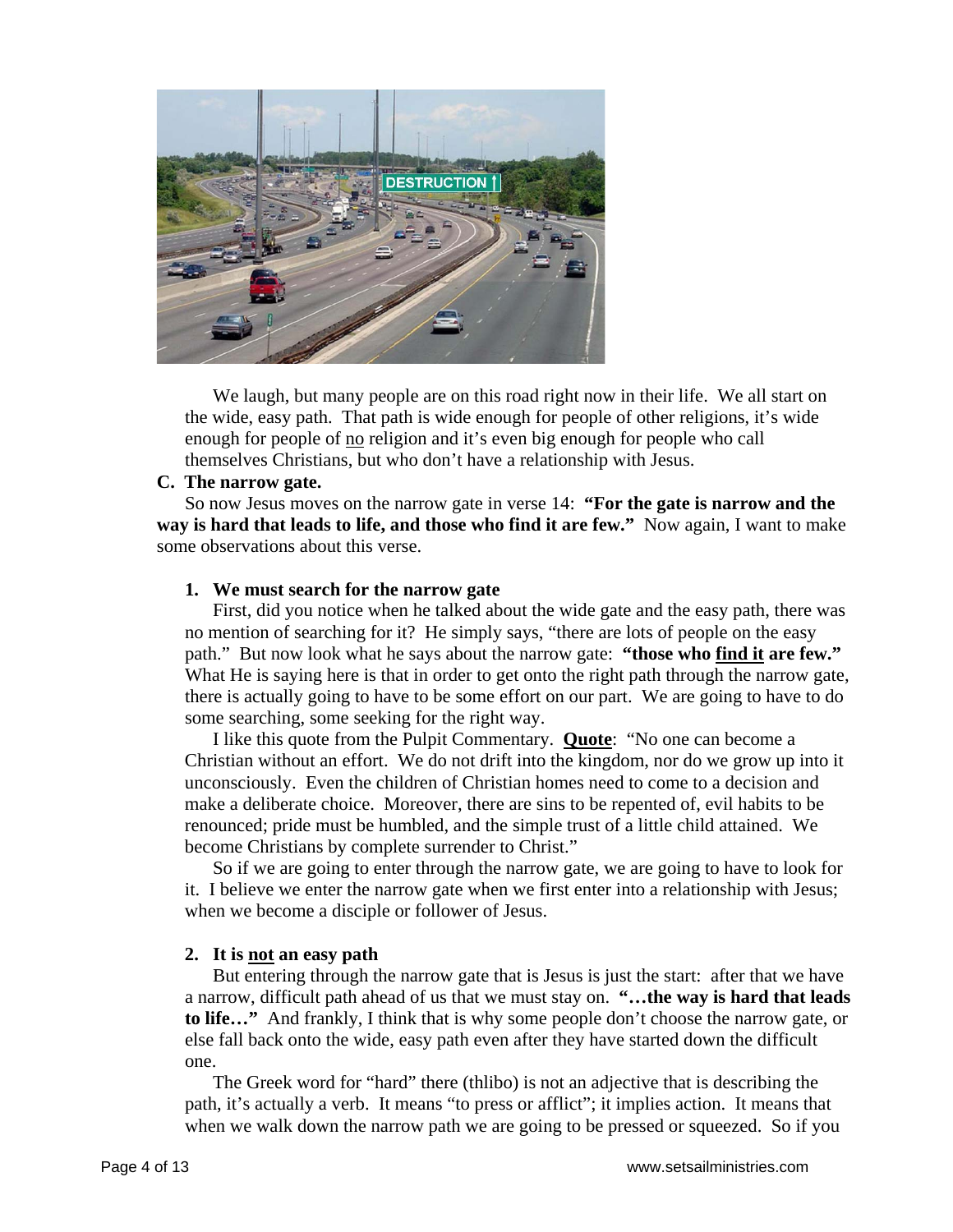We laugh, but many people are on this road right now in their life. We all start on the wide, easy path. That path is wide enough for people of other religions, it's wide enough for people of no religion and it's even big enough for people who call themselves Christians, but who don't have a relationship with Jesus.

**C. The narrow gate.**

So now Jesus moves on the narrow gate in verse 14: **"For the gate is narrow and the way is hard that leads to life, and those who find it are few."** Now again, I want to make some observations about this verse.

**1. We must search for the narrow gate**

First, did you notice when he talked about the wide gate and the easy path, there was no mention of searching for it? He simply says, "there are lots of people on the easy path." But now look what he says about the narrow gate: **"those who find it are few."** What He is saying here is that in order to get onto the right path through the narrow gate, there is actually going to have to be some effort on our part. We are going to have to do some searching, some seeking for the right way.

I like this quote from the Pulpit Commentary. **Quote**: "No one can become a Christian without an effort. We do not drift into the kingdom, nor do we grow up into it unconsciously. Even the children of Christian homes need to come to a decision and make a deliberate choice. Moreover, there are sins to be repented of, evil habits to be renounced; pride must be humbled, and the simple trust of a little child attained. We become Christians by complete surrender to Christ."

So if we are going to enter through the narrow gate, we are going to have to look for it. I believe we enter the narrow gate when we first enter into a relationship with Jesus; when we become a disciple or follower of Jesus.

**2. It is not an easy path**

But entering through the narrow gate that is Jesus is just the start: after that we have a narrow, difficult path ahead of us that we must stay on. **"…the way is hard that leads to life…"** And frankly, I think that is why some people don't choose the narrow gate, or else fall back onto the wide, easy path even after they have started down the difficult one.

The Greek word for "hard" there (thlibo) is not an adjective that is describing the path, it's actually a verb. It means "to press or afflict"; it implies action. It means that when we walk down the narrow path we are going to be pressed or squeezed. So if you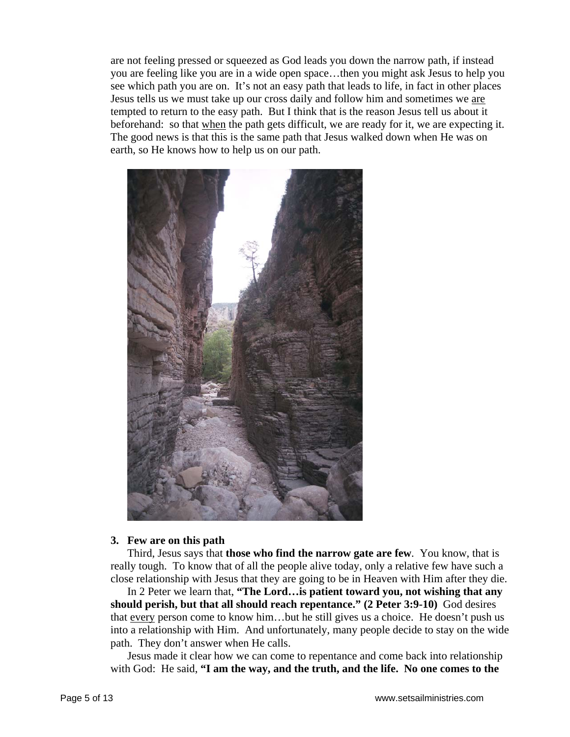are not feeling pressed or squeezed as God leads you down the narrow path, if instead you are feeling like you are in a wide open space…then you might ask Jesus to help you see which path you are on. It's not an easy path that leads to life, in fact in other places Jesus tells us we must take up our cross daily and follow him and sometimes we are tempted to return to the easy path. But I think that is the reason Jesus tell us about it beforehand: so that when the path gets difficult, we are ready for it, we are expecting it. The good news is that this is the same path that Jesus walked down when He was on earth, so He knows how to help us on our path.

### 3. Few are on this path

Third, Jesus says that **those who find the narrow gate are few**. You know, that is really tough. To know that of all the people alive today, only a relative few have such a close relationship with Jesus that they are going to be in Heaven with Him after they die.

In 2 Peter we learn that, **"The Lord…is patient toward you, not wishing that any should perish, but that all should reach repentance." (2 Peter 3:9-10)** God desires that every person come to know him…but he still gives us a choice. He doesn't push us into a relationship with Him. And unfortunately, many people decide to stay on the wide path. They don't answer when He calls.

Jesus made it clear how we can come to repentance and come back into relationship with God: He said, **"I am the way, and the truth, and the life. No one comes to the**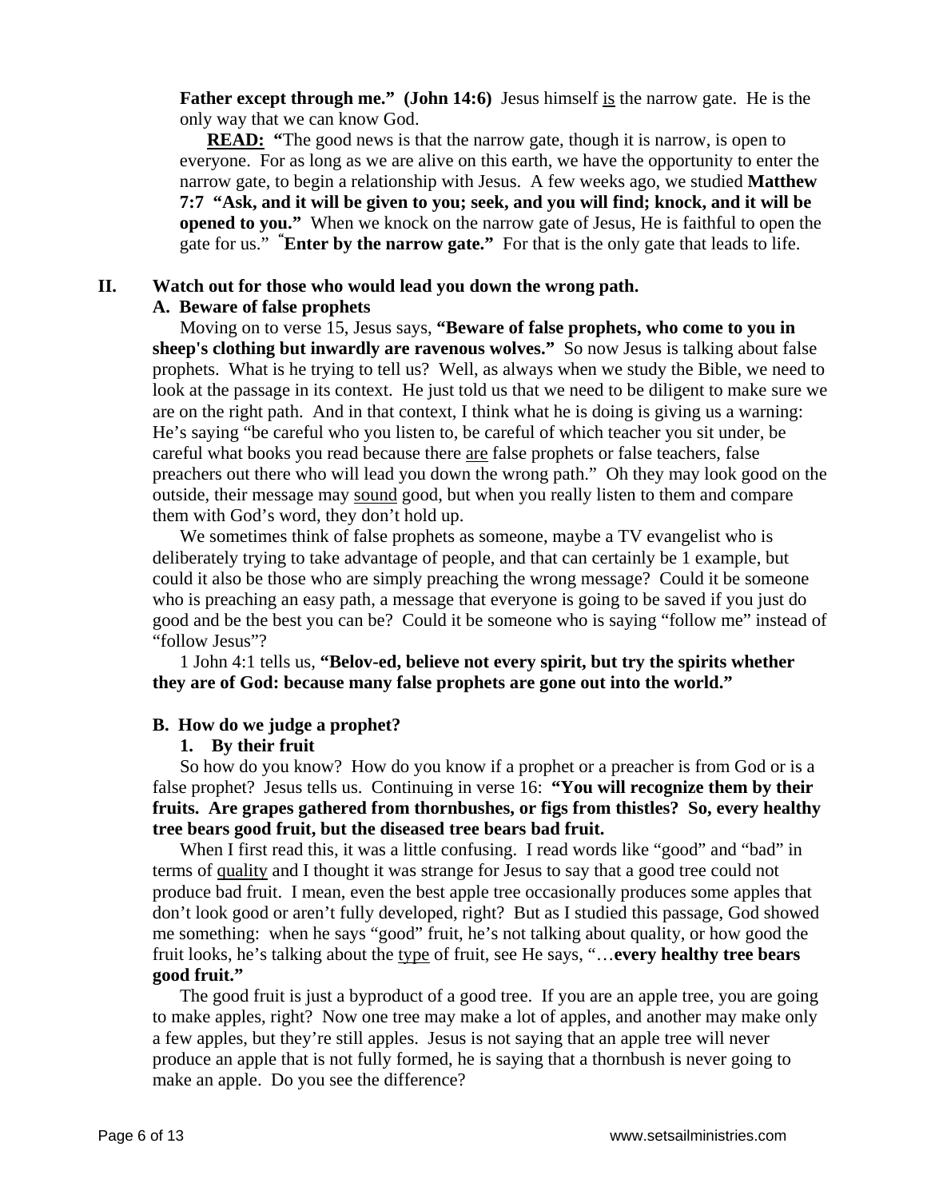**Father except through me." (John 14:6)** Jesus himself is the narrow gate. He is the only way that we can know God.

**READ:** "The good news is that the narrow gate, though it is narrow, is open to everyone. For as long as we are alive on this earth, we have the opportunity to enter the narrow gate, to begin a relationship with Jesus. A few weeks ago, we studied **Matthew 7:7 "Ask, and it will be given to you; seek, and you will find; knock, and it will be opened to you."** When we knock on the narrow gate of Jesus, He is faithful to open the gate for us." "**Enter by the narrow gate."** For that is the only gate that leads to life.

## II. Watch out for those who would lead you down the wrong path.

### A. Beware of false prophets

Moving on to verse 15, Jesus says, **"Beware of false prophets, who come to you in sheep's clothing but inwardly are ravenous wolves."** So now Jesus is talking about false prophets. What is he trying to tell us? Well, as always when we study the Bible, we need to look at the passage in its context. He just told us that we need to be diligent to make sure we are on the right path. And in that context, I think what he is doing is giving us a warning: He's saying "be careful who you listen to, be careful of which teacher you sit under, be careful what books you read because there are false prophets or false teachers, false preachers out there who will lead you down the wrong path." Oh they may look good on the outside, their message may sound good, but when you really listen to them and compare them with God's word, they don't hold up.

We sometimes think of false prophets as someone, maybe a TV evangelist who is deliberately trying to take advantage of people, and that can certainly be 1 example, but could it also be those who are simply preaching the wrong message? Could it be someone who is preaching an easy path, a message that everyone is going to be saved if you just do good and be the best you can be? Could it be someone who is saying "follow me" instead of "follow Jesus"?

1 John 4:1 tells us, **"Belov-ed, believe not every spirit, but try the spirits whether they are of God: because many false prophets are gone out into the world."**

### B. How do we judge a prophet?

#### 1. By their fruit

So how do you know? How do you know if a prophet or a preacher is from God or is a false prophet? Jesus tells us. Continuing in verse 16: **"You will recognize them by their fruits. Are grapes gathered from thornbushes, or figs from thistles? So, every healthy tree bears good fruit, but the diseased tree bears bad fruit.**

When I first read this, it was a little confusing. I read words like "good" and "bad" in terms of quality and I thought it was strange for Jesus to say that a good tree could not produce bad fruit. I mean, even the best apple tree occasionally produces some apples that don't look good or aren't fully developed, right? But as I studied this passage, God showed me something: when he says "good" fruit, he's not talking about quality, or how good the fruit looks, he's talking about the type of fruit, see He says, "…**every healthy tree bears good fruit."**

The good fruit is just a byproduct of a good tree. If you are an apple tree, you are going to make apples, right? Now one tree may make a lot of apples, and another may make only a few apples, but they're still apples. Jesus is not saying that an apple tree will never produce an apple that is not fully formed, he is saying that a thornbush is never going to make an apple. Do you see the difference?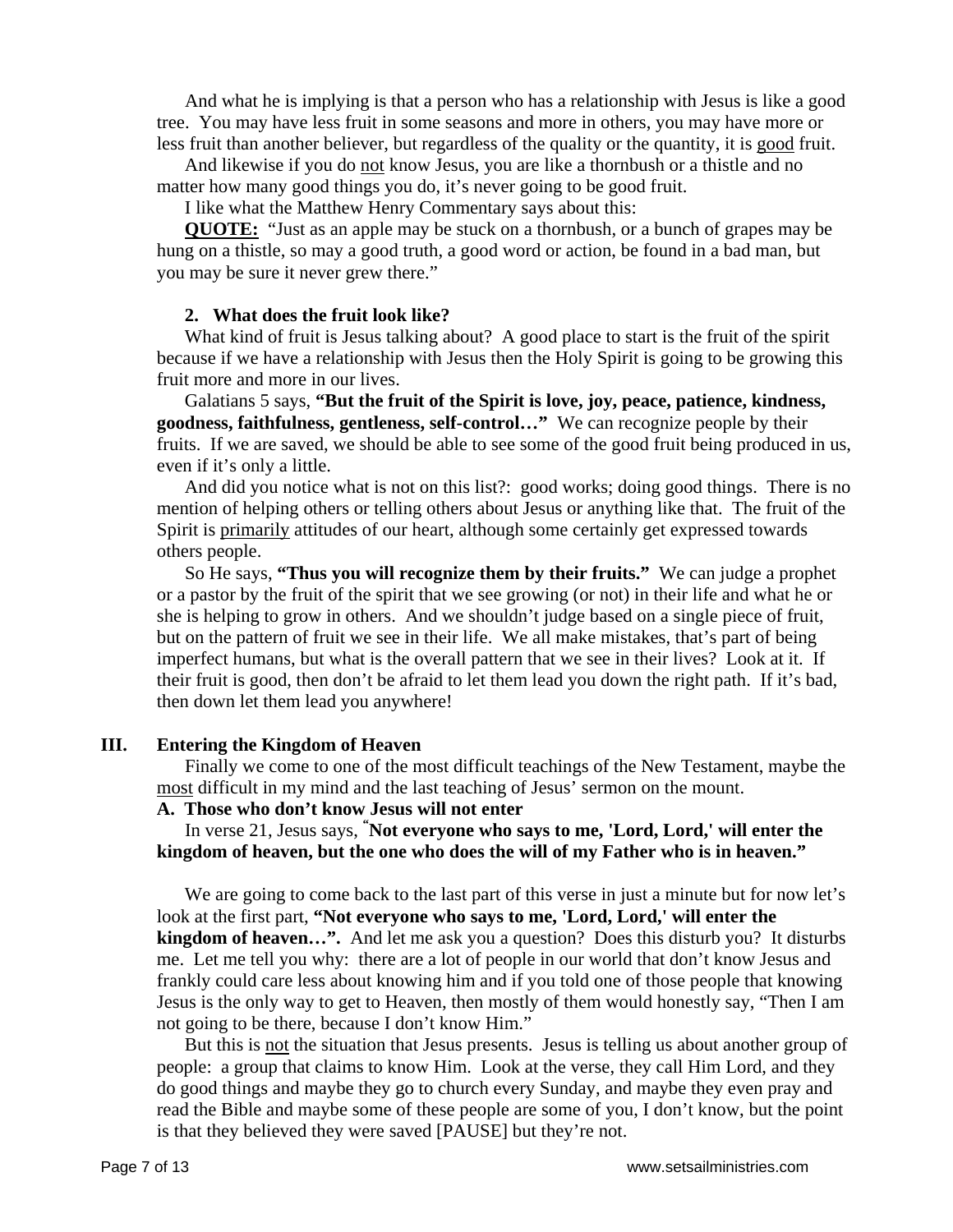And what he is implying is that a person who has a relationship with Jesus is like a good tree. You may have less fruit in some seasons and more in others, you may have more or less fruit than another believer, but regardless of the quality or the quantity, it is <u>good</u> fruit.

And likewise if you do <u>not</u> know Jesus, you are like a thornbush or a thistle and no matter how many good things you do, it's never going to be good fruit.

I like what the Matthew Henry Commentary says about this:

**<u>QUOTE:</u>** "Just as an apple may be stuck on a thornbush, or a bunch of grapes may be hung on a thistle, so may a good truth, a good word or action, be found in a bad man, but you may be sure it never grew there."

**2. What does the fruit look like?**

What kind of fruit is Jesus talking about? A good place to start is the fruit of the spirit because if we have a relationship with Jesus then the Holy Spirit is going to be growing this fruit more and more in our lives.

Galatians 5 says, **"But the fruit of the Spirit is love, joy, peace, patience, kindness, goodness, faithfulness, gentleness, self-control…"** We can recognize people by their fruits. If we are saved, we should be able to see some of the good fruit being produced in us, even if it's only a little.

And did you notice what is not on this list?: good works; doing good things. There is no mention of helping others or telling others about Jesus or anything like that. The fruit of the Spirit is <u>primarily</u> attitudes of our heart, although some certainly get expressed towards others people.

So He says, **"Thus you will recognize them by their fruits."** We can judge a prophet or a pastor by the fruit of the spirit that we see growing (or not) in their life and what he or she is helping to grow in others. And we shouldn't judge based on a single piece of fruit, but on the pattern of fruit we see in their life. We all make mistakes, that's part of being imperfect humans, but what is the overall pattern that we see in their lives? Look at it. If their fruit is good, then don't be afraid to let them lead you down the right path. If it's bad, then down let them lead you anywhere!

## III. Entering the Kingdom of Heaven

Finally we come to one of the most difficult teachings of the New Testament, maybe the <u>most</u> difficult in my mind and the last teaching of Jesus' sermon on the mount.

### A. Those who don't know Jesus will not enter

In verse 21, Jesus says, "**Not everyone who says to me, 'Lord, Lord,' will enter the kingdom of heaven, but the one who does the will of my Father who is in heaven."**

We are going to come back to the last part of this verse in just a minute but for now let's look at the first part, **"Not everyone who says to me, 'Lord, Lord,' will enter the kingdom of heaven…".** And let me ask you a question? Does this disturb you? It disturbs me. Let me tell you why: there are a lot of people in our world that don't know Jesus and frankly could care less about knowing him and if you told one of those people that knowing Jesus is the only way to get to Heaven, then mostly of them would honestly say, "Then I am not going to be there, because I don't know Him."

But this is <u>not</u> the situation that Jesus presents. Jesus is telling us about another group of people: a group that claims to know Him. Look at the verse, they call Him Lord, and they do good things and maybe they go to church every Sunday, and maybe they even pray and read the Bible and maybe some of these people are some of you, I don't know, but the point is that they believed they were saved [PAUSE] but they're not.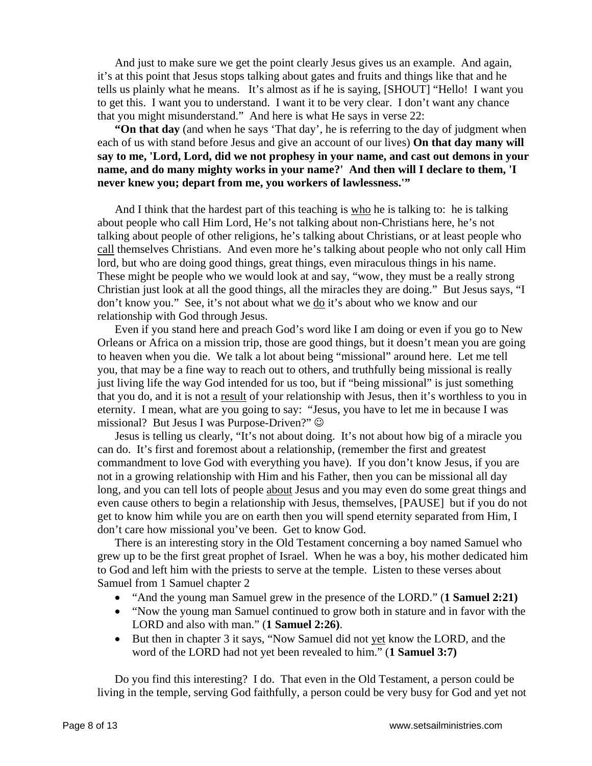And just to make sure we get the point clearly Jesus gives us an example. And again, it's at this point that Jesus stops talking about gates and fruits and things like that and he tells us plainly what he means. It's almost as if he is saying, [SHOUT] "Hello! I want you to get this. I want you to understand. I want it to be very clear. I don't want any chance that you might misunderstand." And here is what He says in verse 22:

**"On that day** (and when he says 'That day', he is referring to the day of judgment when each of us with stand before Jesus and give an account of our lives) **On that day many will say to me, 'Lord, Lord, did we not prophesy in your name, and cast out demons in your name, and do many mighty works in your name?' And then will I declare to them, 'I never knew you; depart from me, you workers of lawlessness.'"**

And I think that the hardest part of this teaching is <u>who</u> he is talking to: he is talking about people who call Him Lord, He's not talking about non-Christians here, he's not talking about people of other religions, he's talking about Christians, or at least people who <u>call</u> themselves Christians. And even more he's talking about people who not only call Him lord, but who are doing good things, great things, even miraculous things in his name. These might be people who we would look at and say, "wow, they must be a really strong Christian just look at all the good things, all the miracles they are doing." But Jesus says, "I don't know you." See, it's not about what we <u>do</u> it's about who we know and our relationship with God through Jesus.

Even if you stand here and preach God's word like I am doing or even if you go to New Orleans or Africa on a mission trip, those are good things, but it doesn't mean you are going to heaven when you die. We talk a lot about being "missional" around here. Let me tell you, that may be a fine way to reach out to others, and truthfully being missional is really just living life the way God intended for us too, but if "being missional" is just something that you do, and it is not a <u>result</u> of your relationship with Jesus, then it's worthless to you in eternity. I mean, what are you going to say: "Jesus, you have to let me in because I was missional? But Jesus I was Purpose-Driven?" ☺

Jesus is telling us clearly, "It's not about doing. It's not about how big of a miracle you can do. It's first and foremost about a relationship, (remember the first and greatest commandment to love God with everything you have). If you don't know Jesus, if you are not in a growing relationship with Him and his Father, then you can be missional all day long, and you can tell lots of people <u>about</u> Jesus and you may even do some great things and even cause others to begin a relationship with Jesus, themselves, [PAUSE] but if you do not get to know him while you are on earth then you will spend eternity separated from Him, I don't care how missional you've been. Get to know God.

There is an interesting story in the Old Testament concerning a boy named Samuel who grew up to be the first great prophet of Israel. When he was a boy, his mother dedicated him to God and left him with the priests to serve at the temple. Listen to these verses about Samuel from 1 Samuel chapter 2

- "And the young man Samuel grew in the presence of the LORD." (**1 Samuel 2:21)**
- "Now the young man Samuel continued to grow both in stature and in favor with the LORD and also with man." (**1 Samuel 2:26)**.
- But then in chapter 3 it says, "Now Samuel did not <u>yet</u> know the LORD, and the word of the LORD had not yet been revealed to him." (**1 Samuel 3:7)**

Do you find this interesting? I do. That even in the Old Testament, a person could be living in the temple, serving God faithfully, a person could be very busy for God and yet not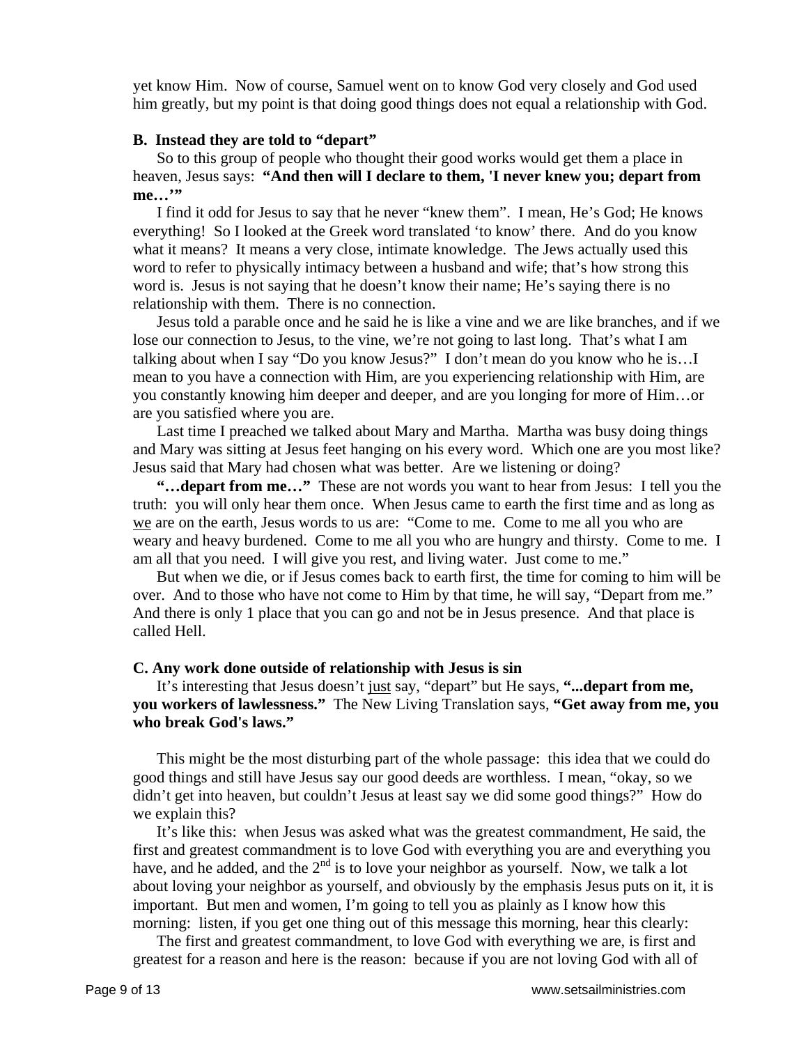yet know Him. Now of course, Samuel went on to know God very closely and God used him greatly, but my point is that doing good things does not equal a relationship with God.

**B. Instead they are told to "depart"**

So to this group of people who thought their good works would get them a place in heaven, Jesus says: **"And then will I declare to them, 'I never knew you; depart from me…'"**

I find it odd for Jesus to say that he never "knew them". I mean, He's God; He knows everything! So I looked at the Greek word translated 'to know' there. And do you know what it means? It means a very close, intimate knowledge. The Jews actually used this word to refer to physically intimacy between a husband and wife; that's how strong this word is. Jesus is not saying that he doesn't know their name; He's saying there is no relationship with them. There is no connection.

Jesus told a parable once and he said he is like a vine and we are like branches, and if we lose our connection to Jesus, to the vine, we're not going to last long. That's what I am talking about when I say "Do you know Jesus?" I don't mean do you know who he is…I mean to you have a connection with Him, are you experiencing relationship with Him, are you constantly knowing him deeper and deeper, and are you longing for more of Him…or are you satisfied where you are.

Last time I preached we talked about Mary and Martha. Martha was busy doing things and Mary was sitting at Jesus feet hanging on his every word. Which one are you most like? Jesus said that Mary had chosen what was better. Are we listening or doing?

**"…depart from me…"** These are not words you want to hear from Jesus: I tell you the truth: you will only hear them once. When Jesus came to earth the first time and as long as <u>we</u> are on the earth, Jesus words to us are: "Come to me. Come to me all you who are weary and heavy burdened. Come to me all you who are hungry and thirsty. Come to me. I am all that you need. I will give you rest, and living water. Just come to me."

But when we die, or if Jesus comes back to earth first, the time for coming to him will be over. And to those who have not come to Him by that time, he will say, "Depart from me." And there is only 1 place that you can go and not be in Jesus presence. And that place is called Hell.

**C. Any work done outside of relationship with Jesus is sin**

It's interesting that Jesus doesn't <u>just</u> say, "depart" but He says, **"...depart from me, you workers of lawlessness."** The New Living Translation says, **"Get away from me, you who break God's laws."**

This might be the most disturbing part of the whole passage: this idea that we could do good things and still have Jesus say our good deeds are worthless. I mean, "okay, so we didn't get into heaven, but couldn't Jesus at least say we did some good things?" How do we explain this?

It's like this: when Jesus was asked what was the greatest commandment, He said, the first and greatest commandment is to love God with everything you are and everything you have, and he added, and the 2nd is to love your neighbor as yourself. Now, we talk a lot about loving your neighbor as yourself, and obviously by the emphasis Jesus puts on it, it is important. But men and women, I'm going to tell you as plainly as I know how this morning: listen, if you get one thing out of this message this morning, hear this clearly:

The first and greatest commandment, to love God with everything we are, is first and greatest for a reason and here is the reason: because if you are not loving God with all of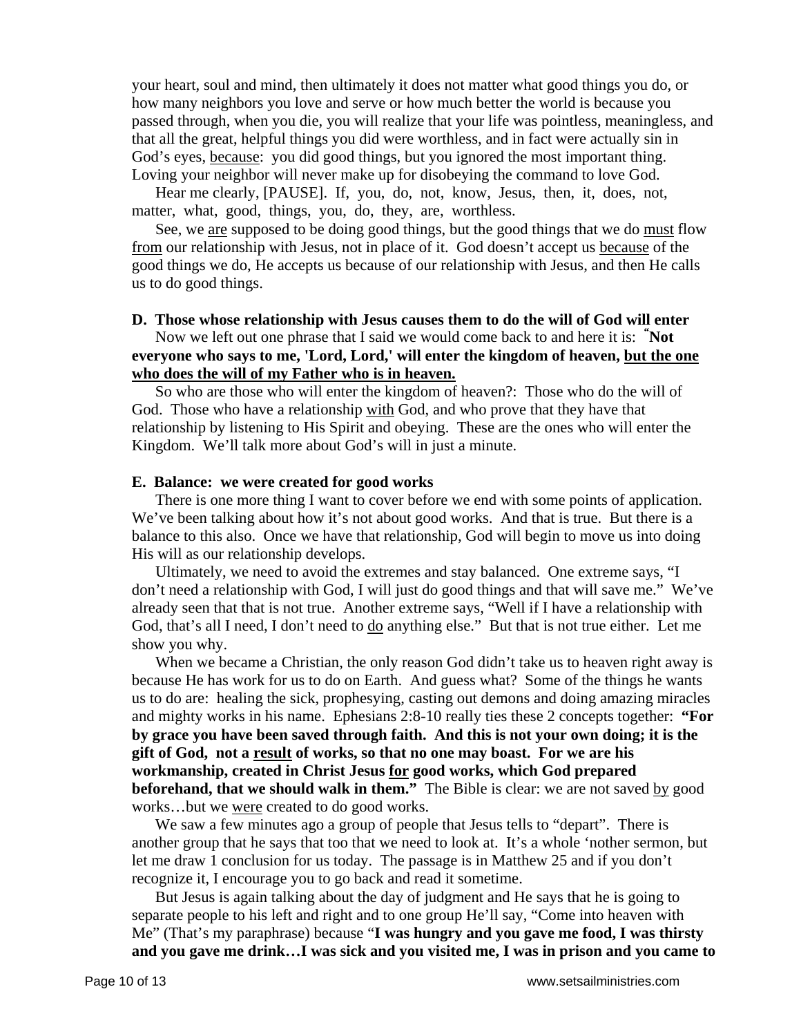your heart, soul and mind, then ultimately it does not matter what good things you do, or how many neighbors you love and serve or how much better the world is because you passed through, when you die, you will realize that your life was pointless, meaningless, and that all the great, helpful things you did were worthless, and in fact were actually sin in God's eyes, <u>because</u>: you did good things, but you ignored the most important thing. Loving your neighbor will never make up for disobeying the command to love God.

Hear me clearly, [PAUSE]. If, you, do, not, know, Jesus, then, it, does, not, matter, what, good, things, you, do, they, are, worthless.

See, we <u>are</u> supposed to be doing good things, but the good things that we do <u>must</u> flow <u>from</u> our relationship with Jesus, not in place of it. God doesn't accept us <u>because</u> of the good things we do, He accepts us because of our relationship with Jesus, and then He calls us to do good things.

**D. Those whose relationship with Jesus causes them to do the will of God will enter**

Now we left out one phrase that I said we would come back to and here it is: "**Not everyone who says to me, 'Lord, Lord,' will enter the kingdom of heaven, <u>but the one who does the will of my Father who is in heaven.</u>**

So who are those who will enter the kingdom of heaven?: Those who do the will of God. Those who have a relationship <u>with</u> God, and who prove that they have that relationship by listening to His Spirit and obeying. These are the ones who will enter the Kingdom. We'll talk more about God's will in just a minute.

**E. Balance: we were created for good works**

There is one more thing I want to cover before we end with some points of application. We've been talking about how it's not about good works. And that is true. But there is a balance to this also. Once we have that relationship, God will begin to move us into doing His will as our relationship develops.

Ultimately, we need to avoid the extremes and stay balanced. One extreme says, "I don't need a relationship with God, I will just do good things and that will save me." We've already seen that that is not true. Another extreme says, "Well if I have a relationship with God, that's all I need, I don't need to <u>do</u> anything else." But that is not true either. Let me show you why.

When we became a Christian, the only reason God didn't take us to heaven right away is because He has work for us to do on Earth. And guess what? Some of the things he wants us to do are: healing the sick, prophesying, casting out demons and doing amazing miracles and mighty works in his name. Ephesians 2:8-10 really ties these 2 concepts together: **"For by grace you have been saved through faith. And this is not your own doing; it is the gift of God, not a <u>result</u> of works, so that no one may boast. For we are his workmanship, created in Christ Jesus <u>for</u> good works, which God prepared beforehand, that we should walk in them."** The Bible is clear: we are not saved <u>by</u> good works…but we <u>were</u> created to do good works.

We saw a few minutes ago a group of people that Jesus tells to "depart". There is another group that he says that too that we need to look at. It's a whole 'nother sermon, but let me draw 1 conclusion for us today. The passage is in Matthew 25 and if you don't recognize it, I encourage you to go back and read it sometime.

But Jesus is again talking about the day of judgment and He says that he is going to separate people to his left and right and to one group He'll say, "Come into heaven with Me" (That's my paraphrase) because "**I was hungry and you gave me food, I was thirsty and you gave me drink…I was sick and you visited me, I was in prison and you came to**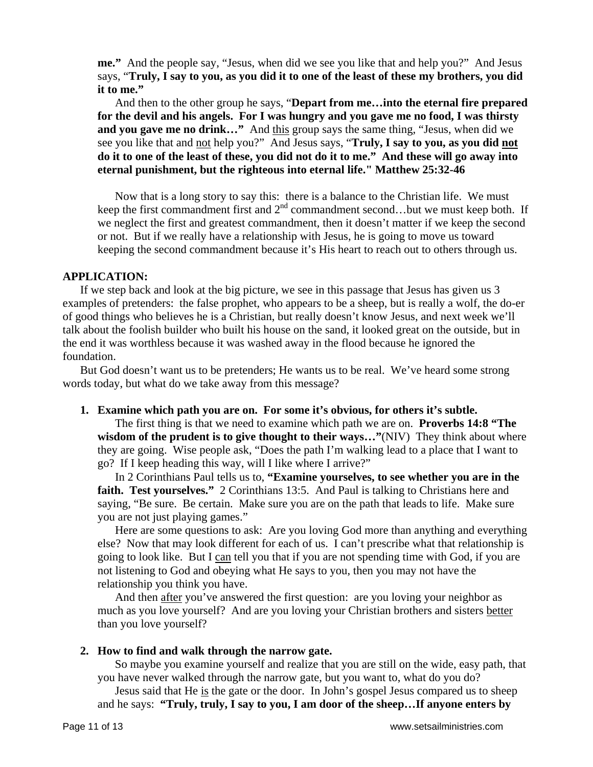**me."** And the people say, "Jesus, when did we see you like that and help you?" And Jesus says, "**Truly, I say to you, as you did it to one of the least of these my brothers, you did it to me."**

And then to the other group he says, "**Depart from me…into the eternal fire prepared for the devil and his angels. For I was hungry and you gave me no food, I was thirsty and you gave me no drink…"** And this group says the same thing, "Jesus, when did we see you like that and not help you?" And Jesus says, "**Truly, I say to you, as you did not do it to one of the least of these, you did not do it to me." And these will go away into eternal punishment, but the righteous into eternal life." Matthew 25:32-46**

Now that is a long story to say this: there is a balance to the Christian life. We must keep the first commandment first and 2nd commandment second…but we must keep both. If we neglect the first and greatest commandment, then it doesn't matter if we keep the second or not. But if we really have a relationship with Jesus, he is going to move us toward keeping the second commandment because it's His heart to reach out to others through us.

**APPLICATION:**

If we step back and look at the big picture, we see in this passage that Jesus has given us 3 examples of pretenders: the false prophet, who appears to be a sheep, but is really a wolf, the do-er of good things who believes he is a Christian, but really doesn't know Jesus, and next week we'll talk about the foolish builder who built his house on the sand, it looked great on the outside, but in the end it was worthless because it was washed away in the flood because he ignored the foundation.

But God doesn't want us to be pretenders; He wants us to be real. We've heard some strong words today, but what do we take away from this message?

1. **Examine which path you are on. For some it's obvious, for others it's subtle.**

   The first thing is that we need to examine which path we are on. **Proverbs 14:8 "The wisdom of the prudent is to give thought to their ways…"**(NIV) They think about where they are going. Wise people ask, "Does the path I'm walking lead to a place that I want to go? If I keep heading this way, will I like where I arrive?"

   In 2 Corinthians Paul tells us to, **"Examine yourselves, to see whether you are in the faith. Test yourselves."** 2 Corinthians 13:5. And Paul is talking to Christians here and saying, "Be sure. Be certain. Make sure you are on the path that leads to life. Make sure you are not just playing games."

   Here are some questions to ask: Are you loving God more than anything and everything else? Now that may look different for each of us. I can't prescribe what that relationship is going to look like. But I can tell you that if you are not spending time with God, if you are not listening to God and obeying what He says to you, then you may not have the relationship you think you have.

   And then after you've answered the first question: are you loving your neighbor as much as you love yourself? And are you loving your Christian brothers and sisters better than you love yourself?

2. **How to find and walk through the narrow gate.**

   So maybe you examine yourself and realize that you are still on the wide, easy path, that you have never walked through the narrow gate, but you want to, what do you do?

   Jesus said that He is the gate or the door. In John's gospel Jesus compared us to sheep and he says: **"Truly, truly, I say to you, I am door of the sheep…If anyone enters by**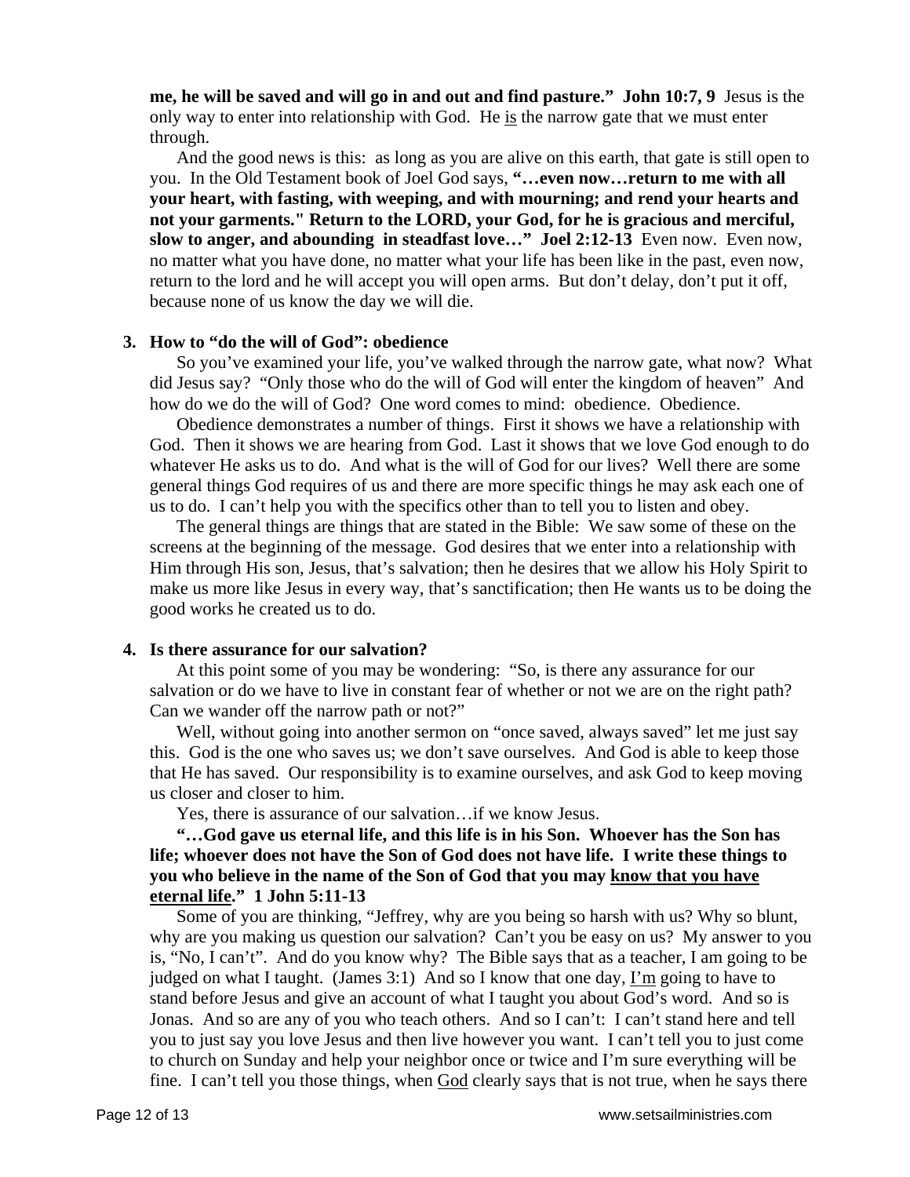**me, he will be saved and will go in and out and find pasture." John 10:7, 9** Jesus is the only way to enter into relationship with God. He <u>is</u> the narrow gate that we must enter through.

And the good news is this: as long as you are alive on this earth, that gate is still open to you. In the Old Testament book of Joel God says, **"…even now…return to me with all your heart, with fasting, with weeping, and with mourning; and rend your hearts and not your garments." Return to the LORD, your God, for he is gracious and merciful, slow to anger, and abounding in steadfast love…" Joel 2:12-13** Even now. Even now, no matter what you have done, no matter what your life has been like in the past, even now, return to the lord and he will accept you will open arms. But don't delay, don't put it off, because none of us know the day we will die.

**3. How to "do the will of God": obedience**

So you've examined your life, you've walked through the narrow gate, what now? What did Jesus say? "Only those who do the will of God will enter the kingdom of heaven" And how do we do the will of God? One word comes to mind: obedience. Obedience.

Obedience demonstrates a number of things. First it shows we have a relationship with God. Then it shows we are hearing from God. Last it shows that we love God enough to do whatever He asks us to do. And what is the will of God for our lives? Well there are some general things God requires of us and there are more specific things he may ask each one of us to do. I can't help you with the specifics other than to tell you to listen and obey.

The general things are things that are stated in the Bible: We saw some of these on the screens at the beginning of the message. God desires that we enter into a relationship with Him through His son, Jesus, that's salvation; then he desires that we allow his Holy Spirit to make us more like Jesus in every way, that's sanctification; then He wants us to be doing the good works he created us to do.

**4. Is there assurance for our salvation?**

At this point some of you may be wondering: "So, is there any assurance for our salvation or do we have to live in constant fear of whether or not we are on the right path? Can we wander off the narrow path or not?"

Well, without going into another sermon on "once saved, always saved" let me just say this. God is the one who saves us; we don't save ourselves. And God is able to keep those that He has saved. Our responsibility is to examine ourselves, and ask God to keep moving us closer and closer to him.

Yes, there is assurance of our salvation…if we know Jesus.

**"…God gave us eternal life, and this life is in his Son. Whoever has the Son has life; whoever does not have the Son of God does not have life. I write these things to you who believe in the name of the Son of God that you may <u>know that you have eternal life</u>." 1 John 5:11-13**

Some of you are thinking, "Jeffrey, why are you being so harsh with us? Why so blunt, why are you making us question our salvation? Can't you be easy on us? My answer to you is, "No, I can't". And do you know why? The Bible says that as a teacher, I am going to be judged on what I taught. (James 3:1) And so I know that one day, <u>I'm</u> going to have to stand before Jesus and give an account of what I taught you about God's word. And so is Jonas. And so are any of you who teach others. And so I can't: I can't stand here and tell you to just say you love Jesus and then live however you want. I can't tell you to just come to church on Sunday and help your neighbor once or twice and I'm sure everything will be fine. I can't tell you those things, when <u>God</u> clearly says that is not true, when he says there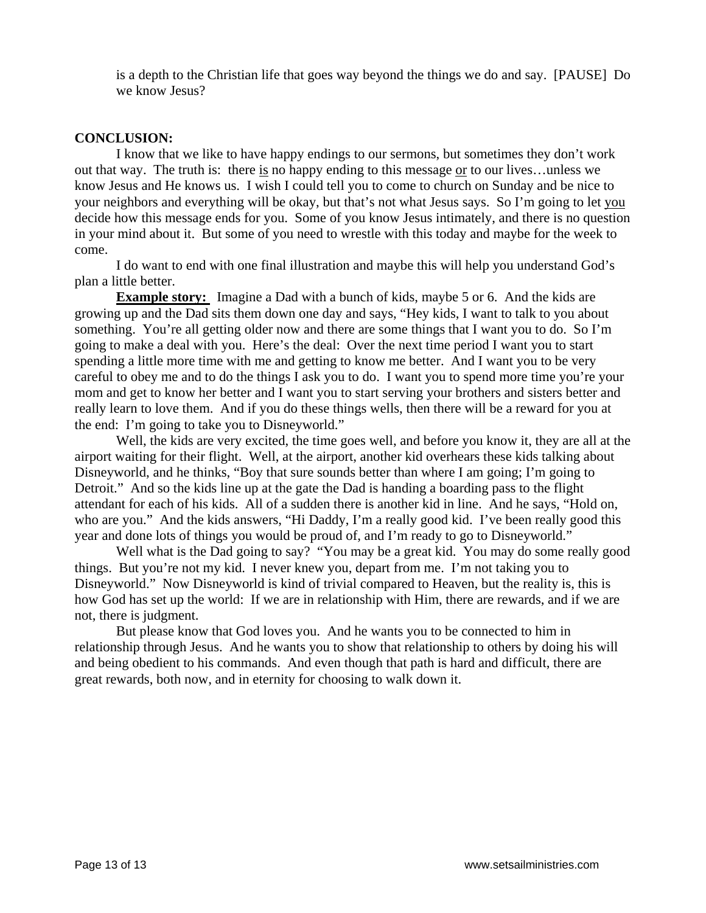is a depth to the Christian life that goes way beyond the things we do and say. [PAUSE] Do we know Jesus?

**CONCLUSION:**

I know that we like to have happy endings to our sermons, but sometimes they don't work out that way. The truth is: there is no happy ending to this message or to our lives…unless we know Jesus and He knows us. I wish I could tell you to come to church on Sunday and be nice to your neighbors and everything will be okay, but that's not what Jesus says. So I'm going to let you decide how this message ends for you. Some of you know Jesus intimately, and there is no question in your mind about it. But some of you need to wrestle with this today and maybe for the week to come.

I do want to end with one final illustration and maybe this will help you understand God's plan a little better.

**Example story:** Imagine a Dad with a bunch of kids, maybe 5 or 6. And the kids are growing up and the Dad sits them down one day and says, "Hey kids, I want to talk to you about something. You're all getting older now and there are some things that I want you to do. So I'm going to make a deal with you. Here's the deal: Over the next time period I want you to start spending a little more time with me and getting to know me better. And I want you to be very careful to obey me and to do the things I ask you to do. I want you to spend more time you're your mom and get to know her better and I want you to start serving your brothers and sisters better and really learn to love them. And if you do these things wells, then there will be a reward for you at the end: I'm going to take you to Disneyworld."

Well, the kids are very excited, the time goes well, and before you know it, they are all at the airport waiting for their flight. Well, at the airport, another kid overhears these kids talking about Disneyworld, and he thinks, "Boy that sure sounds better than where I am going; I'm going to Detroit." And so the kids line up at the gate the Dad is handing a boarding pass to the flight attendant for each of his kids. All of a sudden there is another kid in line. And he says, "Hold on, who are you." And the kids answers, "Hi Daddy, I'm a really good kid. I've been really good this year and done lots of things you would be proud of, and I'm ready to go to Disneyworld."

Well what is the Dad going to say? "You may be a great kid. You may do some really good things. But you're not my kid. I never knew you, depart from me. I'm not taking you to Disneyworld." Now Disneyworld is kind of trivial compared to Heaven, but the reality is, this is how God has set up the world: If we are in relationship with Him, there are rewards, and if we are not, there is judgment.

But please know that God loves you. And he wants you to be connected to him in relationship through Jesus. And he wants you to show that relationship to others by doing his will and being obedient to his commands. And even though that path is hard and difficult, there are great rewards, both now, and in eternity for choosing to walk down it.